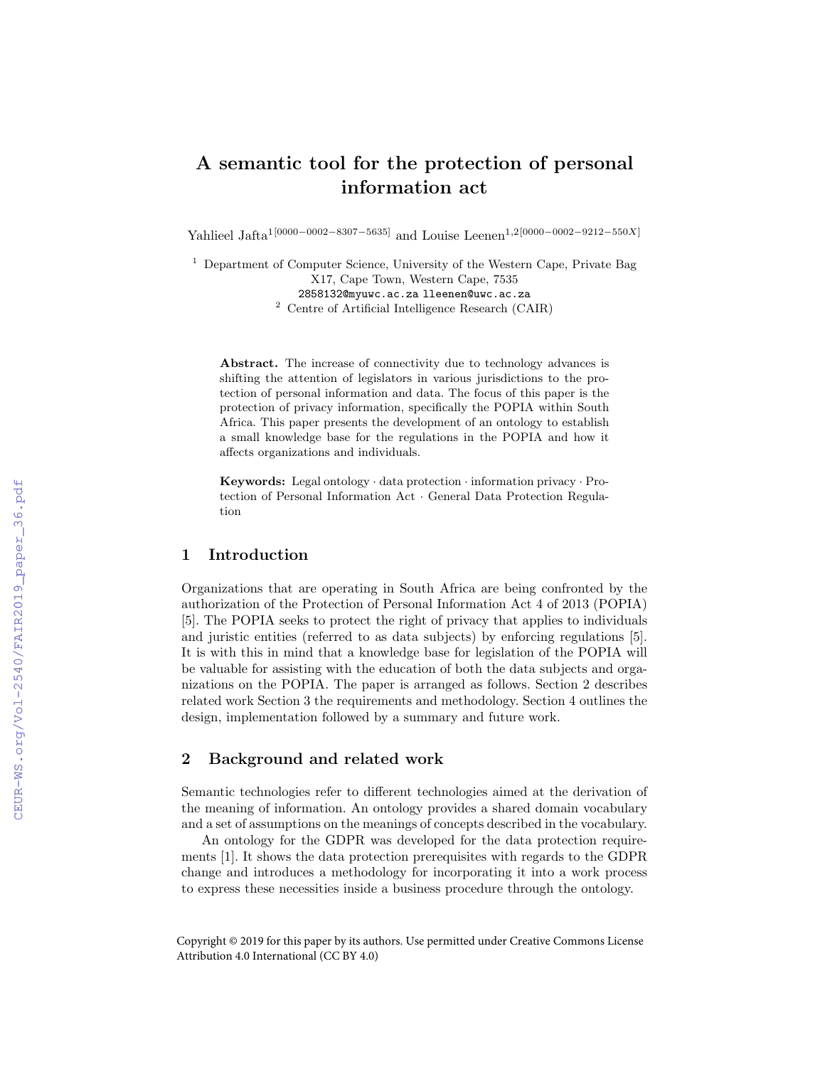# A semantic tool for the protection of personal information act

Yahlieel Jafta[1[0000−0002−8307−5635]] and Louise Leenen[1,2[0000−0002−9212−550X]]

[1] Department of Computer Science, University of the Western Cape, Private Bag X17, Cape Town, Western Cape, 7535
2858132@myuwc.ac.za lleenen@uwc.ac.za

[2] Centre of Artificial Intelligence Research (CAIR)

**Abstract.** The increase of connectivity due to technology advances is shifting the attention of legislators in various jurisdictions to the protection of personal information and data. The focus of this paper is the protection of privacy information, specifically the POPIA within South Africa. This paper presents the development of an ontology to establish a small knowledge base for the regulations in the POPIA and how it affects organizations and individuals.

**Keywords:** Legal ontology · data protection · information privacy · Protection of Personal Information Act · General Data Protection Regulation

## 1 Introduction

Organizations that are operating in South Africa are being confronted by the authorization of the Protection of Personal Information Act 4 of 2013 (POPIA) [5]. The POPIA seeks to protect the right of privacy that applies to individuals and juristic entities (referred to as data subjects) by enforcing regulations [5]. It is with this in mind that a knowledge base for legislation of the POPIA will be valuable for assisting with the education of both the data subjects and organizations on the POPIA. The paper is arranged as follows. Section 2 describes related work Section 3 the requirements and methodology. Section 4 outlines the design, implementation followed by a summary and future work.

## 2 Background and related work

Semantic technologies refer to different technologies aimed at the derivation of the meaning of information. An ontology provides a shared domain vocabulary and a set of assumptions on the meanings of concepts described in the vocabulary.

An ontology for the GDPR was developed for the data protection requirements [1]. It shows the data protection prerequisites with regards to the GDPR change and introduces a methodology for incorporating it into a work process to express these necessities inside a business procedure through the ontology.

Copyright © 2019 for this paper by its authors. Use permitted under Creative Commons License Attribution 4.0 International (CC BY 4.0)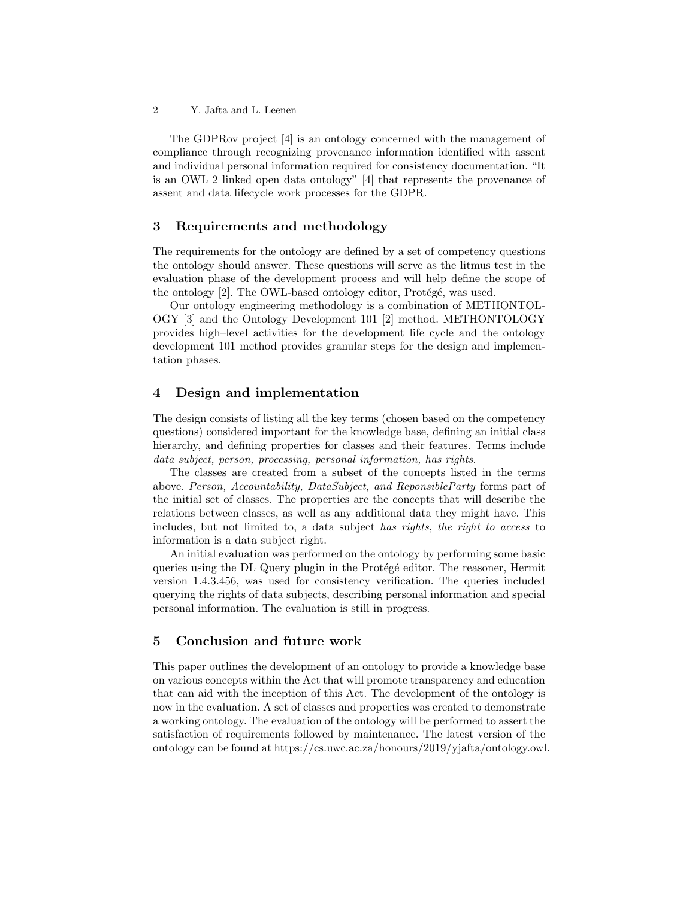The GDPRov project [4] is an ontology concerned with the management of compliance through recognizing provenance information identified with assent and individual personal information required for consistency documentation. "It is an OWL 2 linked open data ontology" [4] that represents the provenance of assent and data lifecycle work processes for the GDPR.

## 3 Requirements and methodology

The requirements for the ontology are defined by a set of competency questions the ontology should answer. These questions will serve as the litmus test in the evaluation phase of the development process and will help define the scope of the ontology [2]. The OWL-based ontology editor, Protégé, was used.

Our ontology engineering methodology is a combination of METHONTOLOGY [3] and the Ontology Development 101 [2] method. METHONTOLOGY provides high–level activities for the development life cycle and the ontology development 101 method provides granular steps for the design and implementation phases.

## 4 Design and implementation

The design consists of listing all the key terms (chosen based on the competency questions) considered important for the knowledge base, defining an initial class hierarchy, and defining properties for classes and their features. Terms include *data subject, person, processing, personal information, has rights*.

The classes are created from a subset of the concepts listed in the terms above. *Person, Accountability, DataSubject, and ReponsibleParty* forms part of the initial set of classes. The properties are the concepts that will describe the relations between classes, as well as any additional data they might have. This includes, but not limited to, a data subject *has rights*, *the right to access* to information is a data subject right.

An initial evaluation was performed on the ontology by performing some basic queries using the DL Query plugin in the Protégé editor. The reasoner, Hermit version 1.4.3.456, was used for consistency verification. The queries included querying the rights of data subjects, describing personal information and special personal information. The evaluation is still in progress.

## 5 Conclusion and future work

This paper outlines the development of an ontology to provide a knowledge base on various concepts within the Act that will promote transparency and education that can aid with the inception of this Act. The development of the ontology is now in the evaluation. A set of classes and properties was created to demonstrate a working ontology. The evaluation of the ontology will be performed to assert the satisfaction of requirements followed by maintenance. The latest version of the ontology can be found at https://cs.uwc.ac.za/honours/2019/yjafta/ontology.owl.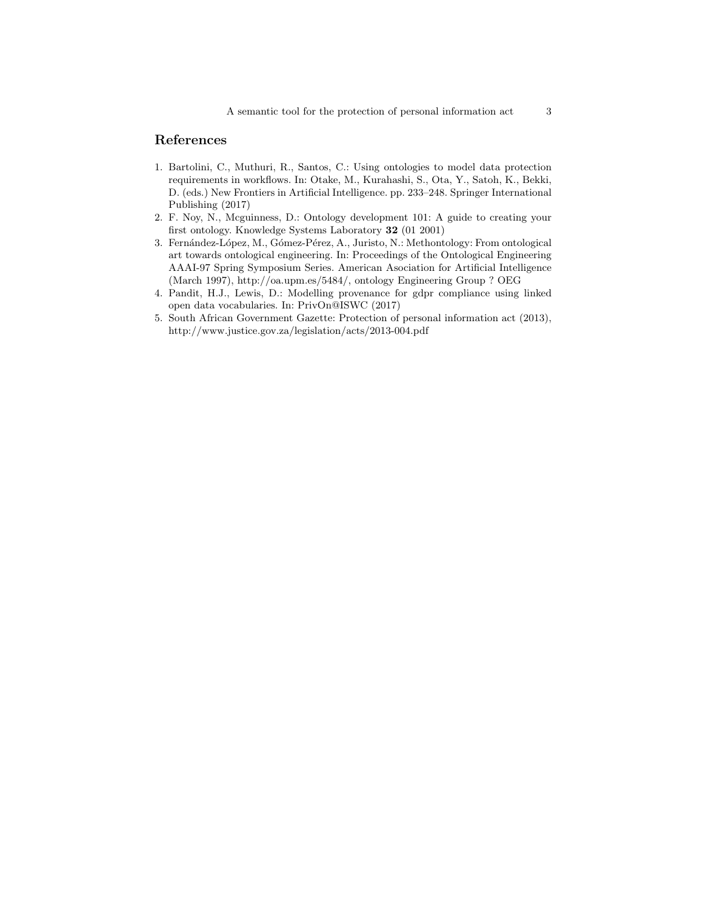## References

1. Bartolini, C., Muthuri, R., Santos, C.: Using ontologies to model data protection requirements in workflows. In: Otake, M., Kurahashi, S., Ota, Y., Satoh, K., Bekki, D. (eds.) New Frontiers in Artificial Intelligence. pp. 233–248. Springer International Publishing (2017)
2. F. Noy, N., Mcguinness, D.: Ontology development 101: A guide to creating your first ontology. Knowledge Systems Laboratory **32** (01 2001)
3. Fernández-López, M., Gómez-Pérez, A., Juristo, N.: Methontology: From ontological art towards ontological engineering. In: Proceedings of the Ontological Engineering AAAI-97 Spring Symposium Series. American Asociation for Artificial Intelligence (March 1997), http://oa.upm.es/5484/, ontology Engineering Group ? OEG
4. Pandit, H.J., Lewis, D.: Modelling provenance for gdpr compliance using linked open data vocabularies. In: PrivOn@ISWC (2017)
5. South African Government Gazette: Protection of personal information act (2013), http://www.justice.gov.za/legislation/acts/2013-004.pdf